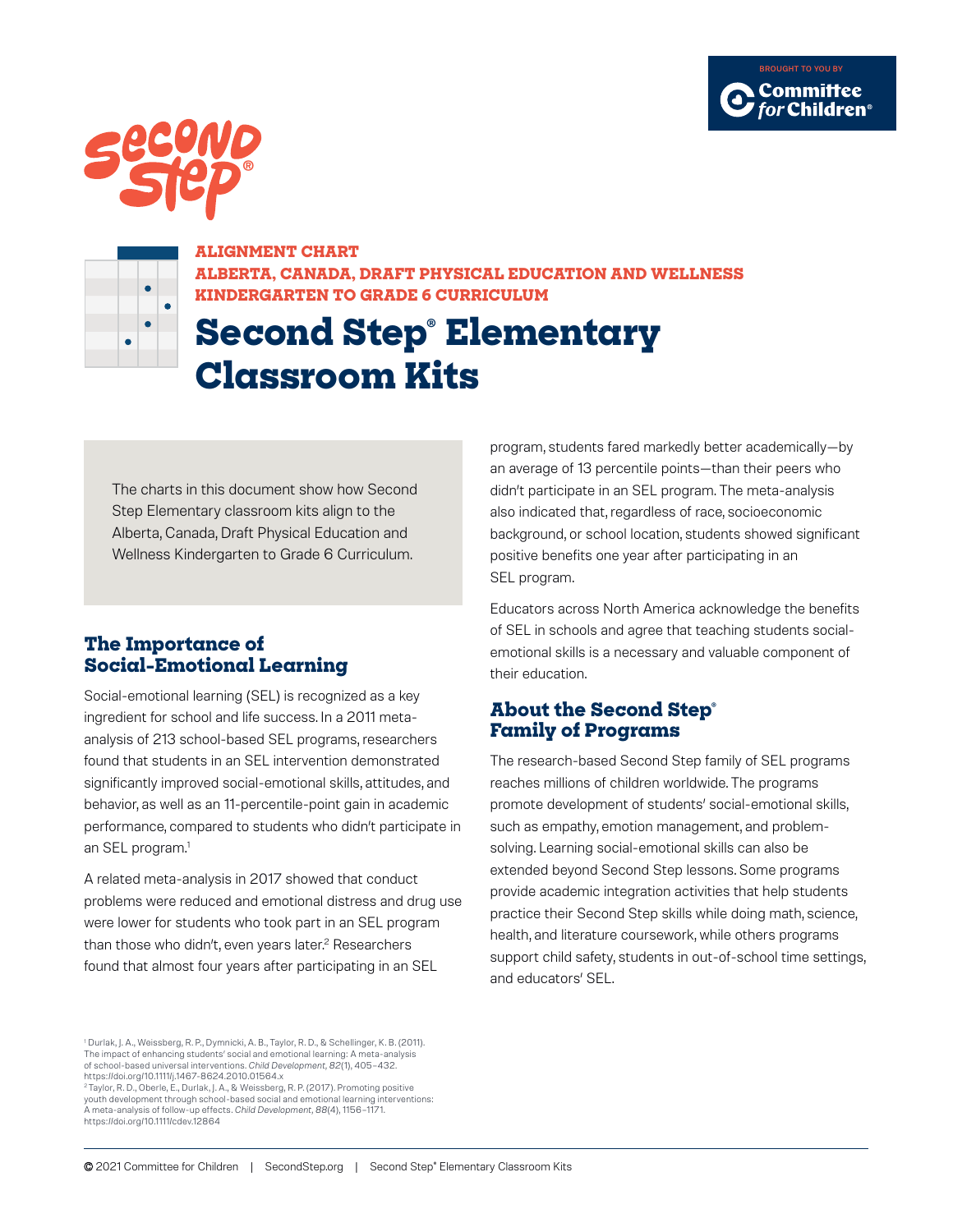BROUGHT TO YOU BY Committee for Children®

ALIGNMENT CHART

ALBERTA, CANADA, DRAFT PHYSICAL EDUCATION AND WELLNESS KINDERGARTEN TO GRADE 6 CURRICULUM

# Second Step® Elementary Classroom Kits

The charts in this document show how Second Step Elementary classroom kits align to the Alberta, Canada, Draft Physical Education and Wellness Kindergarten to Grade 6 Curriculum.

## The Importance of Social-Emotional Learning

Social-emotional learning (SEL) is recognized as a key ingredient for school and life success. In a 2011 meta-analysis of 213 school-based SEL programs, researchers found that students in an SEL intervention demonstrated significantly improved social-emotional skills, attitudes, and behavior, as well as an 11-percentile-point gain in academic performance, compared to students who didn't participate in an SEL program.[1]

A related meta-analysis in 2017 showed that conduct problems were reduced and emotional distress and drug use were lower for students who took part in an SEL program than those who didn't, even years later.[2] Researchers found that almost four years after participating in an SEL program, students fared markedly better academically—by an average of 13 percentile points—than their peers who didn't participate in an SEL program. The meta-analysis also indicated that, regardless of race, socioeconomic background, or school location, students showed significant positive benefits one year after participating in an SEL program.

Educators across North America acknowledge the benefits of SEL in schools and agree that teaching students social-emotional skills is a necessary and valuable component of their education.

## About the Second Step® Family of Programs

The research-based Second Step family of SEL programs reaches millions of children worldwide. The programs promote development of students' social-emotional skills, such as empathy, emotion management, and problem-solving. Learning social-emotional skills can also be extended beyond Second Step lessons. Some programs provide academic integration activities that help students practice their Second Step skills while doing math, science, health, and literature coursework, while others programs support child safety, students in out-of-school time settings, and educators' SEL.

[1] Durlak, J. A., Weissberg, R. P., Dymnicki, A. B., Taylor, R. D., & Schellinger, K. B. (2011). The impact of enhancing students' social and emotional learning: A meta-analysis of school-based universal interventions. *Child Development*, *82*(1), 405–432. https://doi.org/10.1111/j.1467-8624.2010.01564.x

[2] Taylor, R. D., Oberle, E., Durlak, J. A., & Weissberg, R. P. (2017). Promoting positive youth development through school-based social and emotional learning interventions: A meta-analysis of follow-up effects. *Child Development*, *88*(4), 1156–1171. https://doi.org/10.1111/cdev.12864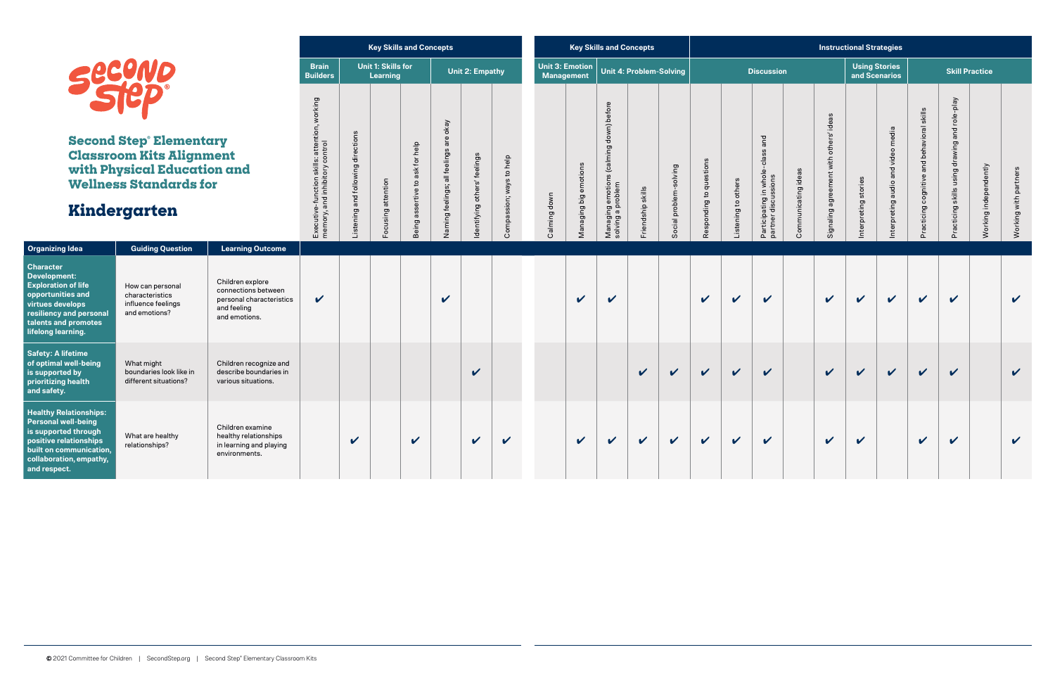# Second Step® Elementary Classroom Kits Alignment with Physical Education and Wellness Standards for

# Kindergarten

| | | | Key Skills and Concepts | | | | | | | Key Skills and Concepts | | | | | Instructional Strategies | | | | | | | | | | |
|---|---|---|---|---|---|---|---|---|---|---|---|---|---|---|---|---|---|---|---|---|---|---|---|---|---|
| | | | Brain Builders | Unit 1: Skills for Learning | | | Unit 2: Empathy | | | Unit 3: Emotion Management | | Unit 4: Problem-Solving | | | Discussion | | | | | Using Stories and Scenarios | | Skill Practice | | | |
| **Organizing Idea** | **Guiding Question** | **Learning Outcome** | Executive-function skills: attention, working memory, and inhibitory control | Listening and following directions | Focusing attention | Being assertive to ask for help | Naming feelings; all feelings are okay | Identifying others' feelings | Compassion; ways to help | Calming down | Managing big emotions | Managing emotions (calming down) before solving a problem | Friendship skills | Social problem-solving | Responding to questions | Listening to others | Participating in whole-class and partner discussions | Communicating ideas | Signaling agreement with others' ideas | Interpreting stories | Interpreting audio and video media | Practicing cognitive and behavioral skills | Practicing skills using drawing and role-play | Working independently | Working with partners |
| **Character Development: Exploration of life opportunities and virtues develops resiliency and personal talents and promotes lifelong learning.** | How can personal characteristics influence feelings and emotions? | Children explore connections between personal characteristics and feeling and emotions. | ✔ | | | | ✔ | | | | ✔ | ✔ | | | ✔ | ✔ | ✔ | | ✔ | ✔ | ✔ | ✔ | ✔ | | ✔ |
| **Safety: A lifetime of optimal well-being is supported by prioritizing health and safety.** | What might boundaries look like in different situations? | Children recognize and describe boundaries in various situations. | | | | | | ✔ | | | | | ✔ | ✔ | ✔ | ✔ | ✔ | | ✔ | ✔ | ✔ | ✔ | ✔ | | ✔ |
| **Healthy Relationships: Personal well-being is supported through positive relationships built on communication, collaboration, empathy, and respect.** | What are healthy relationships? | Children examine healthy relationships in learning and playing environments. | | ✔ | | ✔ | | ✔ | ✔ | | ✔ | ✔ | ✔ | ✔ | ✔ | ✔ | ✔ | | ✔ | ✔ | | ✔ | ✔ | | ✔ |

© 2021 Committee for Children | SecondStep.org | Second Step® Elementary Classroom Kits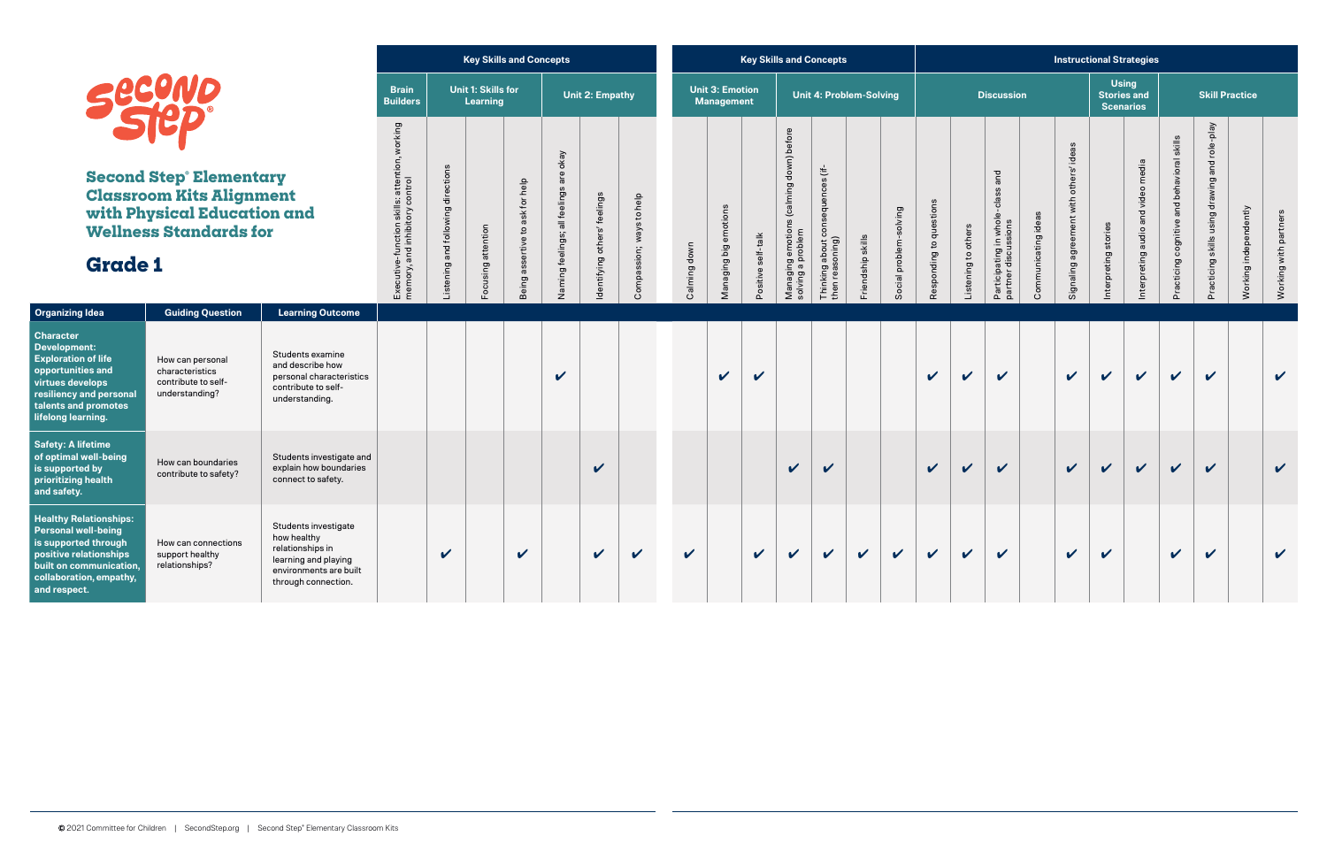# Second Step® Elementary Classroom Kits Alignment with Physical Education and Wellness Standards for

## Grade 1

| Organizing Idea | Guiding Question | Learning Outcome | Key Skills and Concepts | | | | | | | | | | | | | | Instructional Strategies | | | | | | | | | | |
|---|---|---|---|---|---|---|---|---|---|---|---|---|---|---|---|---|---|---|---|---|---|---|---|---|---|---|---|
| | | | Brain Builders | Unit 1: Skills for Learning | | | Unit 2: Empathy | | | Unit 3: Emotion Management | | | Unit 4: Problem-Solving | | | | Discussion | | | | | Using Stories and Scenarios | | Skill Practice | | | |
| | | | Executive-function skills: attention, working memory, and inhibitory control | Listening and following directions | Focusing attention | Being assertive to ask for help | Naming feelings; all feelings are okay | Identifying others' feelings | Compassion; ways to help | Calming down | Managing big emotions | Positive self-talk | Managing emotions (calming down) before solving a problem | Thinking about consequences (if-then reasoning) | Friendship skills | Social problem-solving | Responding to questions | Listening to others | Participating in whole-class and partner discussions | Communicating ideas | Signaling agreement with others' ideas | Interpreting stories | Interpreting audio and video media | Practicing cognitive and behavioral skills | Practicing skills using drawing and role-play | Working independently | Working with partners |
| **Character Development: Exploration of life opportunities and virtues develops resiliency and personal talents and promotes lifelong learning.** | How can personal characteristics contribute to self-understanding? | Students examine and describe how personal characteristics contribute to self-understanding. | | | | | ✔ | | | | ✔ | ✔ | | | | | ✔ | ✔ | ✔ | | ✔ | ✔ | ✔ | ✔ | ✔ | | ✔ |
| **Safety: A lifetime of optimal well-being is supported by prioritizing health and safety.** | How can boundaries contribute to safety? | Students investigate and explain how boundaries connect to safety. | | | | | | ✔ | | | | | ✔ | ✔ | | | ✔ | ✔ | ✔ | | ✔ | ✔ | ✔ | ✔ | ✔ | | ✔ |
| **Healthy Relationships: Personal well-being is supported through positive relationships built on communication, collaboration, empathy, and respect.** | How can connections support healthy relationships? | Students investigate how healthy relationships in learning and playing environments are built through connection. | | ✔ | | ✔ | | ✔ | ✔ | ✔ | | ✔ | ✔ | ✔ | ✔ | ✔ | ✔ | ✔ | ✔ | | ✔ | ✔ | | ✔ | ✔ | | ✔ |

© 2021 Committee for Children | SecondStep.org | Second Step® Elementary Classroom Kits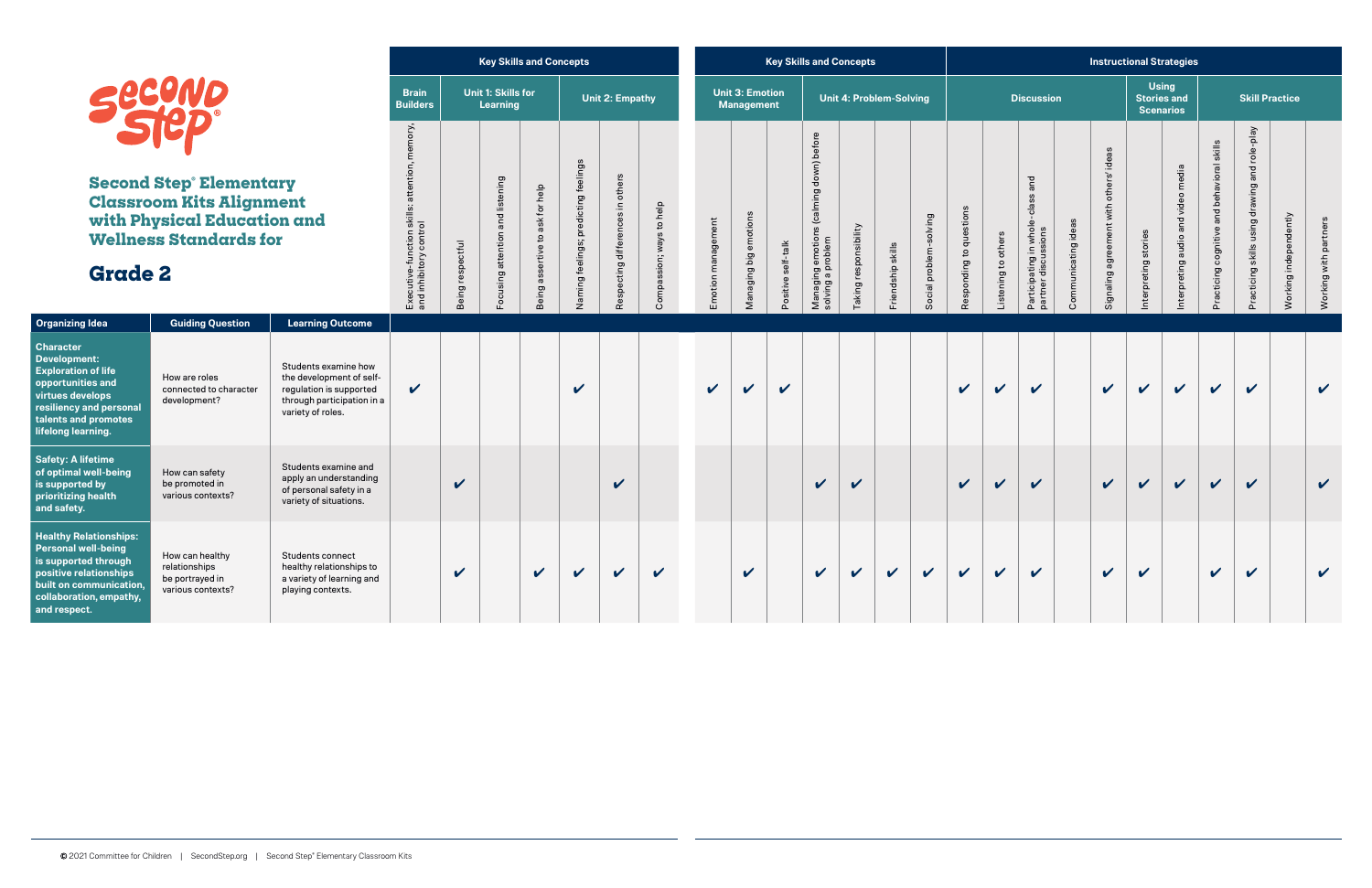| Organizing Idea | Guiding Question | Learning Outcome | Key Skills and Concepts | | | | | | | | | | | | | | Instructional Strategies | | | | | | | | | | | |
|---|---|---|---|---|---|---|---|---|---|---|---|---|---|---|---|---|---|---|---|---|---|---|---|---|---|---|---|---|
| | | | Brain Builders | Unit 1: Skills for Learning | | | Unit 2: Empathy | | | Unit 3: Emotion Management | | | Unit 4: Problem-Solving | | | | Discussion | | | | | Using Stories and Scenarios | | Skill Practice | | | |
| | | | Executive-function skills: attention, memory, and inhibitory control | Being respectful | Focusing attention and listening | Being assertive to ask for help | Naming feelings; predicting feelings | Respecting differences in others | Compassion; ways to help | Emotion management | Managing big emotions | Positive self-talk | Managing emotions (calming down) before solving a problem | Taking responsibility | Friendship skills | Social problem-solving | Responding to questions | Listening to others | Participating in whole-class and partner discussions | Communicating ideas | Signaling agreement with others' ideas | Interpreting stories | Interpreting audio and video media | Practicing cognitive and behavioral skills | Practicing skills using drawing and role-play | Working independently | Working with partners |
| **Character Development: Exploration of life opportunities and virtues develops resiliency and personal talents and promotes lifelong learning.** | How are roles connected to character development? | Students examine how the development of self-regulation is supported through participation in a variety of roles. | ✔ | | | | ✔ | | | ✔ | ✔ | ✔ | | | | | ✔ | ✔ | ✔ | | ✔ | ✔ | ✔ | ✔ | ✔ | | ✔ |
| **Safety: A lifetime of optimal well-being is supported by prioritizing health and safety.** | How can safety be promoted in various contexts? | Students examine and apply an understanding of personal safety in a variety of situations. | | ✔ | | | | ✔ | | | | | ✔ | ✔ | | | ✔ | ✔ | ✔ | | ✔ | ✔ | ✔ | ✔ | ✔ | | ✔ |
| **Healthy Relationships: Personal well-being is supported through positive relationships built on communication, collaboration, empathy, and respect.** | How can healthy relationships be portrayed in various contexts? | Students connect healthy relationships to a variety of learning and playing contexts. | | ✔ | | ✔ | ✔ | ✔ | ✔ | | ✔ | | ✔ | ✔ | ✔ | ✔ | ✔ | ✔ | ✔ | | ✔ | ✔ | | ✔ | ✔ | | ✔ |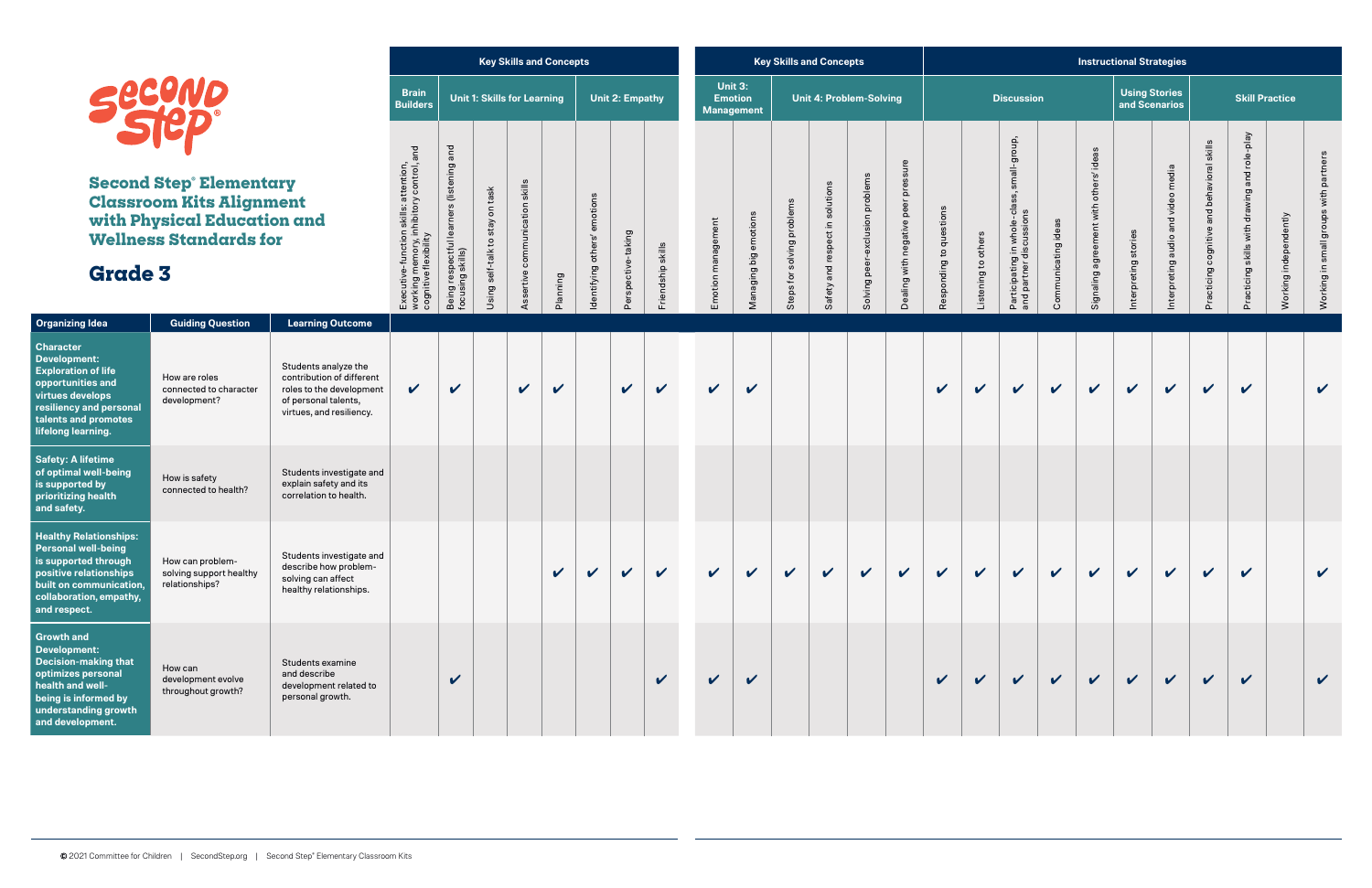# Second Step® Elementary Classroom Kits Alignment with Physical Education and Wellness Standards for

## Grade 3

| Organizing Idea | Guiding Question | Learning Outcome | Key Skills and Concepts | | | | | | | | Key Skills and Concepts | | | | | | Instructional Strategies | | | | | | | | | | |
|---|---|---|---|---|---|---|---|---|---|---|---|---|---|---|---|---|---|---|---|---|---|---|---|---|---|---|---|
| | | | Brain Builders | Unit 1: Skills for Learning | | | | Unit 2: Empathy | | | Unit 3: Emotion Management | | Unit 4: Problem-Solving | | | | Discussion | | | | | Using Stories and Scenarios | | Skill Practice | | | |
| | | | Executive-function skills: attention, working memory, inhibitory control, and cognitive flexibility | Being respectful learners (listening and focusing skills) | Using self-talk to stay on task | Assertive communication skills | Planning | Identifying others' emotions | Perspective-taking | Friendship skills | Emotion management | Managing big emotions | Steps for solving problems | Safety and respect in solutions | Solving peer-exclusion problems | Dealing with negative peer pressure | Responding to questions | Listening to others | Participating in whole-class, small-group, and partner discussions | Communicating ideas | Signaling agreement with others' ideas | Interpreting stories | Interpreting audio and video media | Practicing cognitive and behavioral skills | Practicing skills with drawing and role-play | Working independently | Working in small groups with partners |
| **Character Development: Exploration of life opportunities and virtues develops resiliency and personal talents and promotes lifelong learning.** | How are roles connected to character development? | Students analyze the contribution of different roles to the development of personal talents, virtues, and resiliency. | ✔ | ✔ | | ✔ | ✔ | | ✔ | ✔ | ✔ | ✔ | | | | | ✔ | ✔ | ✔ | ✔ | ✔ | ✔ | ✔ | ✔ | ✔ | | ✔ |
| **Safety: A lifetime of optimal well-being is supported by prioritizing health and safety.** | How is safety connected to health? | Students investigate and explain safety and its correlation to health. | | | | | | | | | | | | | | | | | | | | | | | | | |
| **Healthy Relationships: Personal well-being is supported through positive relationships built on communication, empathy, collaboration, and respect.** | How can problem-solving support healthy relationships? | Students investigate and describe how problem-solving can affect healthy relationships. | | | | | ✔ | ✔ | ✔ | ✔ | ✔ | ✔ | ✔ | ✔ | ✔ | ✔ | ✔ | ✔ | ✔ | ✔ | ✔ | ✔ | ✔ | ✔ | ✔ | | ✔ |
| **Growth and Development: Decision-making that optimizes personal health and well-being is informed by understanding growth and development.** | How can development evolve throughout growth? | Students examine and describe development related to personal growth. | | ✔ | | | | | | ✔ | ✔ | ✔ | | | | | ✔ | ✔ | ✔ | ✔ | ✔ | ✔ | ✔ | ✔ | ✔ | | ✔ |

© 2021 Committee for Children | SecondStep.org | Second Step® Elementary Classroom Kits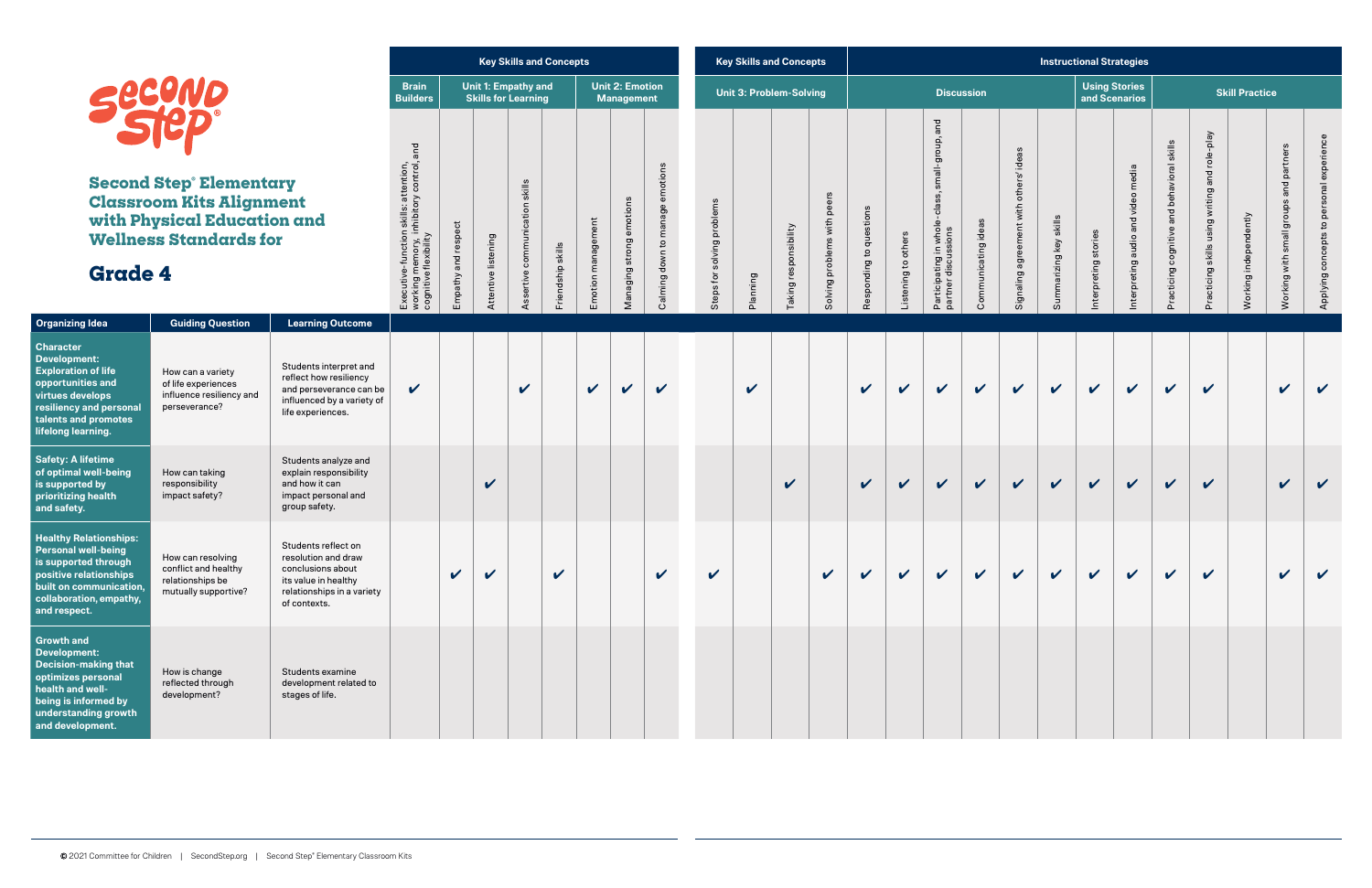| | | | Key Skills and Concepts | | | | | | | | | | | | Instructional Strategies | | | | | | | | | | | | |
|---|---|---|---|---|---|---|---|---|---|---|---|---|---|---|---|---|---|---|---|---|---|---|---|---|---|---|---|
| | | | Brain Builders | Unit 1: Empathy and Skills for Learning | | | | Unit 2: Emotion Management | | | Unit 3: Problem-Solving | | | | Discussion | | | | | | Using Stories and Scenarios | | Skill Practice | | | | |
| **Organizing Idea** | **Guiding Question** | **Learning Outcome** | Executive-function skills: attention, working memory, inhibitory control, and cognitive flexibility | Empathy and respect | Attentive listening | Assertive communication skills | Friendship skills | Emotion management | Managing strong emotions | Calming down to manage emotions | Steps for solving problems | Planning | Taking responsibility | Solving problems with peers | Responding to questions | Listening to others | Participating in whole-class, small-group, and partner discussions | Communicating ideas | Signaling agreement with others' ideas | Summarizing key skills | Interpreting stories | Interpreting audio and video media | Practicing cognitive and behavioral skills | Practicing skills using writing and role-play | Working independently | Working with small groups and partners | Applying concepts to personal experience |
| **Character Development: Exploration of life opportunities and virtues develops resiliency and personal talents and promotes lifelong learning.** | How can a variety of life experiences influence resiliency and perseverance? | Students interpret and reflect how resiliency and perseverance can be influenced by a variety of life experiences. | ✔ | | | ✔ | | ✔ | ✔ | ✔ | | ✔ | | | ✔ | ✔ | ✔ | ✔ | ✔ | ✔ | ✔ | ✔ | ✔ | ✔ | | ✔ | ✔ |
| **Safety: A lifetime of optimal well-being is supported by prioritizing health and safety.** | How can taking responsibility impact safety? | Students analyze and explain responsibility and how it can impact personal and group safety. | | | ✔ | | | | | | | | ✔ | | ✔ | ✔ | ✔ | ✔ | ✔ | ✔ | ✔ | ✔ | ✔ | ✔ | | ✔ | ✔ |
| **Healthy Relationships: Personal well-being is supported through positive relationships built on communication, collaboration, empathy, and respect.** | How can resolving conflict and healthy relationships be mutually supportive? | Students reflect on resolution and draw conclusions about its value in healthy relationships in a variety of contexts. | | ✔ | ✔ | | ✔ | | | ✔ | ✔ | | | ✔ | ✔ | ✔ | ✔ | ✔ | ✔ | ✔ | ✔ | ✔ | ✔ | ✔ | | ✔ | ✔ |
| **Growth and Development: Decision-making that optimizes personal health and well-being is informed by understanding growth and development.** | How is change reflected through development? | Students examine development related to stages of life. | | | | | | | | | | | | | | | | | | | | | | | | | |

© 2021 Committee for Children | SecondStep.org | Second Step® Elementary Classroom Kits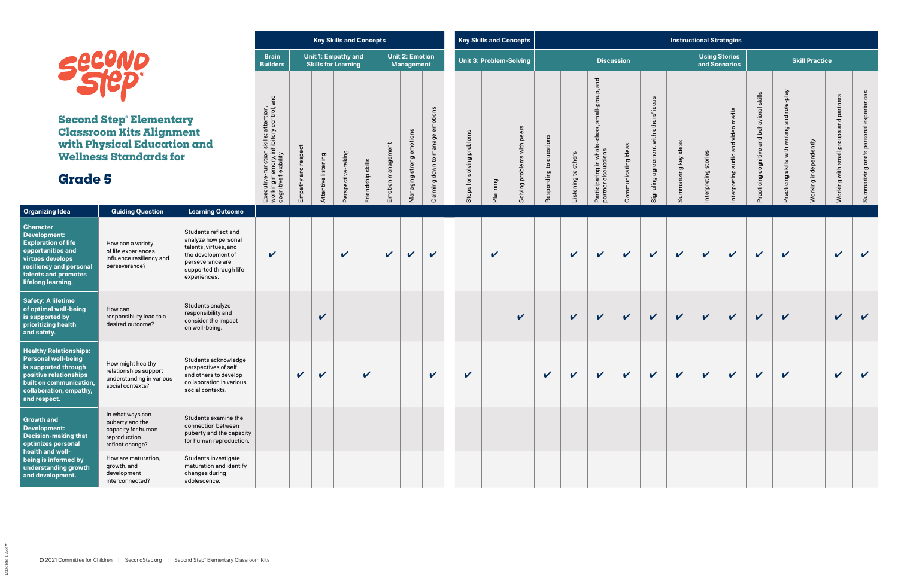# Second Step® Elementary Classroom Kits Alignment with Physical Education and Wellness Standards for

## Grade 5

| | | | Key Skills and Concepts | | | | | | | | Key Skills and Concepts | | | Instructional Strategies | | | | | | | | | | | | | |
|---|---|---|---|---|---|---|---|---|---|---|---|---|---|---|---|---|---|---|---|---|---|---|---|---|---|---|---|
| | | | Brain Builders | Unit 1: Empathy and Skills for Learning | | | | Unit 2: Emotion Management | | | Unit 3: Problem-Solving | | | Discussion | | | | | | Using Stories and Scenarios | | Skill Practice | | | | |
| **Organizing Idea** | **Guiding Question** | **Learning Outcome** | Executive-function skills: attention, working memory, inhibitory control, and cognitive flexibility | Empathy and respect | Attentive listening | Perspective-taking | Friendship skills | Emotion management | Managing strong emotions | Calming down to manage emotions | Steps for solving problems | Planning | Solving problems with peers | Responding to questions | Listening to others | Participating in whole-class, small-group, and partner discussions | Communicating ideas | Signaling agreement with others' ideas | Summarizing key ideas | Interpreting stories | Interpreting audio and video media | Practicing cognitive and behavioral skills | Practicing skills with writing and role-play | Working independently | Working with small groups and partners | Summarizing one's personal experiences |
| **Character Development: Exploration of life opportunities and virtues develops resiliency and personal talents and promotes lifelong learning.** | How can a variety of life experiences influence resiliency and perseverance? | Students reflect and analyze how personal talents, virtues, and the development of perseverance are supported through life experiences. | ✔ | | | ✔ | | ✔ | ✔ | ✔ | | ✔ | | | ✔ | ✔ | ✔ | ✔ | ✔ | ✔ | ✔ | ✔ | ✔ | | ✔ | ✔ |
| **Safety: A lifetime of optimal well-being is supported by prioritizing health and safety.** | How can responsibility lead to a desired outcome? | Students analyze responsibility and consider the impact on well-being. | | | ✔ | | | | | | | | ✔ | | ✔ | ✔ | ✔ | ✔ | ✔ | ✔ | ✔ | ✔ | ✔ | | ✔ | ✔ |
| **Healthy Relationships: Personal well-being is supported through positive relationships built on communication, empathy, collaboration, and respect.** | How might healthy relationships support understanding in various social contexts? | Students acknowledge perspectives of self and others to develop collaboration in various social contexts. | | ✔ | ✔ | | ✔ | | | ✔ | ✔ | | | ✔ | ✔ | ✔ | ✔ | ✔ | ✔ | ✔ | ✔ | ✔ | ✔ | | ✔ | ✔ |
| **Growth and Development: Decision-making that optimizes personal health and well-being is informed by understanding growth and development.** | In what ways can puberty and the capacity for human reproduction reflect change? | Students examine the connection between puberty and the capacity for human reproduction. | | | | | | | | | | | | | | | | | | | | | | | | |
| | How are maturation, growth, and development interconnected? | Students investigate maturation and identify changes during adolescence. | | | | | | | | | | | | | | | | | | | | | | | | |

© 2021 Committee for Children | SecondStep.org | Second Step® Elementary Classroom Kits